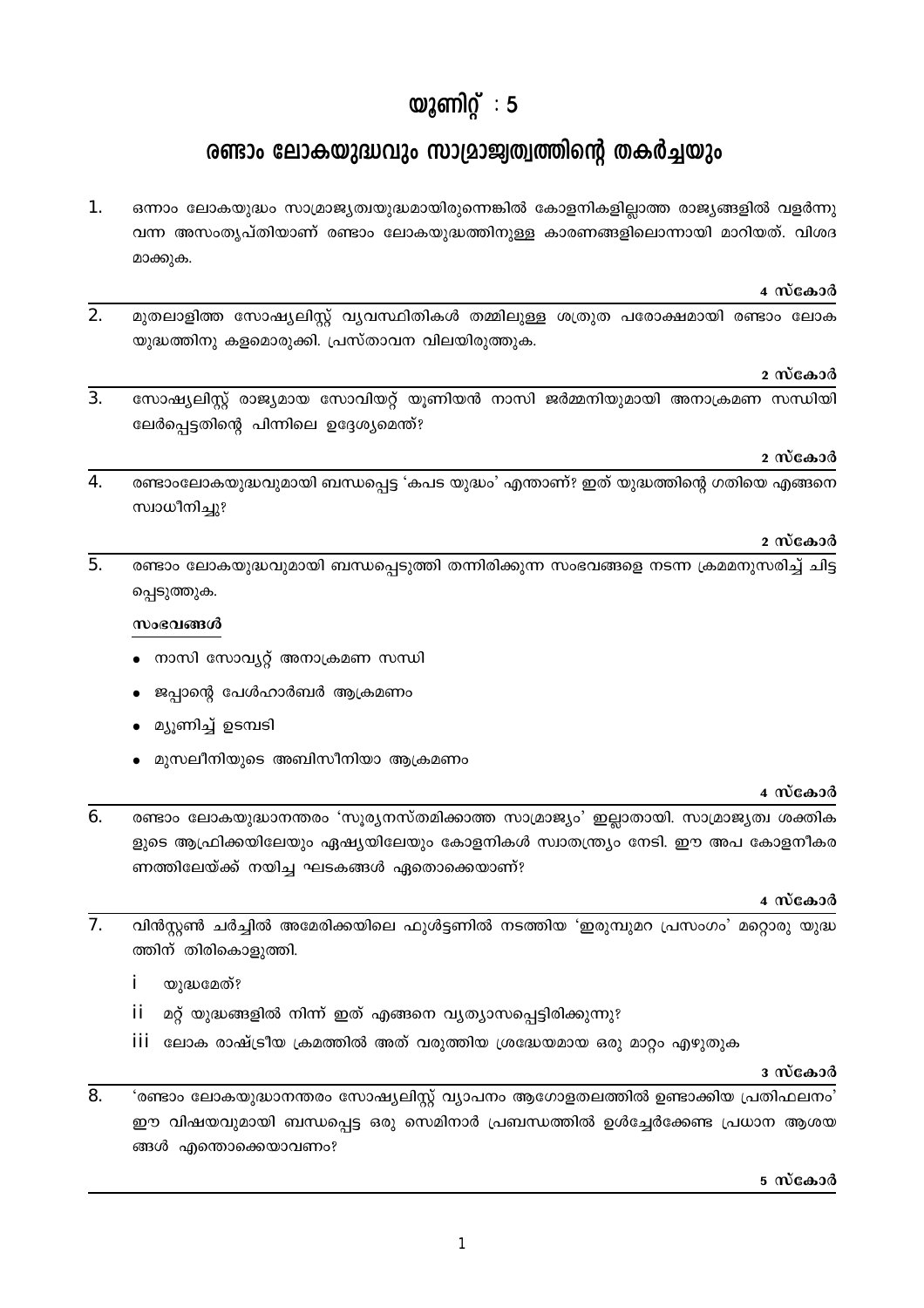# യൂണിറ്റ് : 5

## രണ്ടാം ലോകയുദ്ധവും സാമ്രാജ്യത്വത്തിന്റെ തകർച്ചയും

1. ഒന്നാം ലോകയുദ്ധം സാമ്രാജ്യത്വയുദ്ധമായിരുന്നെങ്കിൽ കോളനികളില്ലാത്ത രാജ്യങ്ങളിൽ വളർന്നു വന്ന അസംതൃപ്തിയാണ് രണ്ടാം ലോകയുദ്ധത്തിനുള്ള കാരണങ്ങളിലൊന്നായി മാറിയത്. വിശദമാക്കുക.

**4 സ്കോർ**

2. മുതലാളിത്ത സോഷ്യലിസ്റ്റ് വ്യവസ്ഥിതികൾ തമ്മിലുള്ള ശത്രുത പരോക്ഷമായി രണ്ടാം ലോകയുദ്ധത്തിനു കളമൊരുക്കി. പ്രസ്താവന വിലയിരുത്തുക.

**2 സ്കോർ**

3. സോഷ്യലിസ്റ്റ് രാജ്യമായ സോവിയറ്റ് യൂണിയൻ നാസി ജർമ്മനിയുമായി അനാക്രമണ സന്ധിയിലേർപ്പെട്ടതിന്റെ പിന്നിലെ ഉദ്ദേശ്യമെന്ത്?

**2 സ്കോർ**

4. രണ്ടാംലോകയുദ്ധവുമായി ബന്ധപ്പെട്ട 'കപട യുദ്ധം' എന്താണ്? ഇത് യുദ്ധത്തിന്റെ ഗതിയെ എങ്ങനെ സ്വാധീനിച്ചു?

**2 സ്കോർ**

5. രണ്ടാം ലോകയുദ്ധവുമായി ബന്ധപ്പെടുത്തി തന്നിരിക്കുന്ന സംഭവങ്ങളെ നടന്ന ക്രമമനുസരിച്ച് ചിട്ടപ്പെടുത്തുക.

**സംഭവങ്ങൾ**

- നാസി സോവ്യറ്റ് അനാക്രമണ സന്ധി
- ജപ്പാന്റെ പേൾഹാർബർ ആക്രമണം
- മ്യൂണിച്ച് ഉടമ്പടി
- മുസലീനിയുടെ അബിസീനിയാ ആക്രമണം

**4 സ്കോർ**

6. രണ്ടാം ലോകയുദ്ധാനന്തരം 'സൂര്യനസ്തമിക്കാത്ത സാമ്രാജ്യം' ഇല്ലാതായി. സാമ്രാജ്യത്വ ശക്തികളുടെ ആഫ്രിക്കയിലേയും ഏഷ്യയിലേയും കോളനികൾ സ്വാതന്ത്ര്യം നേടി. ഈ അപ കോളനീകരണത്തിലേയ്ക്ക് നയിച്ച ഘടകങ്ങൾ ഏതൊക്കെയാണ്?

**4 സ്കോർ**

7. വിൻസ്റ്റൺ ചർച്ചിൽ അമേരിക്കയിലെ ഫുൾട്ടണിൽ നടത്തിയ 'ഇരുമ്പുമറ പ്രസംഗം' മറ്റൊരു യുദ്ധത്തിന് തിരികൊളുത്തി.

   i യുദ്ധമേത്?

   ii മറ്റ് യുദ്ധങ്ങളിൽ നിന്ന് ഇത് എങ്ങനെ വ്യത്യാസപ്പെട്ടിരിക്കുന്നു?

   iii ലോക രാഷ്ട്രീയ ക്രമത്തിൽ അത് വരുത്തിയ ശ്രദ്ധേയമായ ഒരു മാറ്റം എഴുതുക

**3 സ്കോർ**

8. 'രണ്ടാം ലോകയുദ്ധാനന്തരം സോഷ്യലിസ്റ്റ് വ്യാപനം ആഗോളതലത്തിൽ ഉണ്ടാക്കിയ പ്രതിഫലനം' ഈ വിഷയവുമായി ബന്ധപ്പെട്ട ഒരു സെമിനാർ പ്രബന്ധത്തിൽ ഉൾച്ചേർക്കേണ്ട പ്രധാന ആശയങ്ങൾ എന്തൊക്കെയാവണം?

**5 സ്കോർ**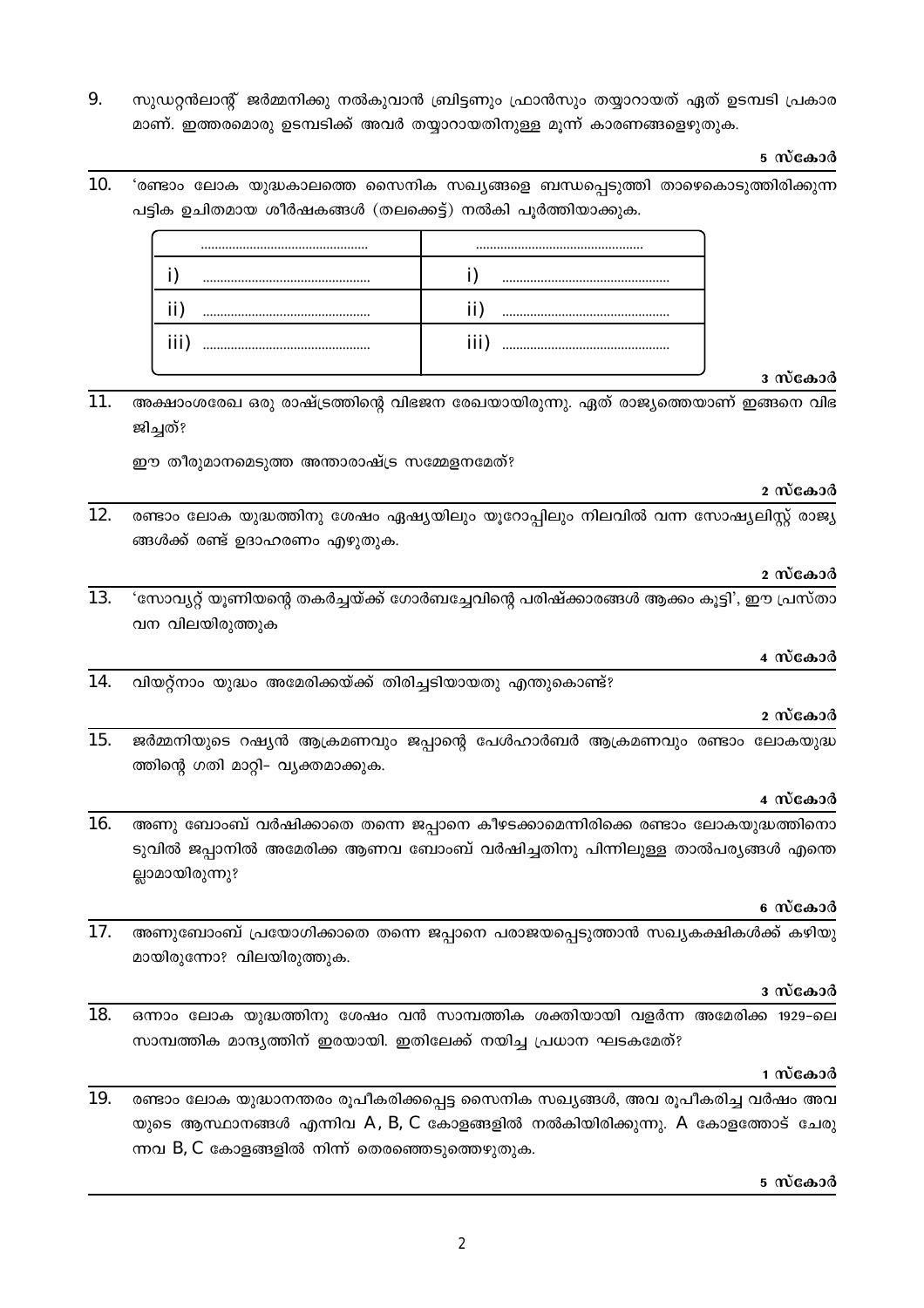9. സുഡറ്റൻലാന്റ് ജർമ്മനിക്കു നൽകുവാൻ ബ്രിട്ടണും ഫ്രാൻസും തയ്യാറായത് ഏത് ഉടമ്പടി പ്രകാര മാണ്. ഇത്തരമൊരു ഉടമ്പടിക്ക് അവർ തയ്യാറായതിനുള്ള മൂന്ന് കാരണങ്ങളെഴുതുക.

**5 സ്കോർ**

10. 'രണ്ടാം ലോക യുദ്ധകാലത്തെ സൈനിക സഖ്യങ്ങളെ ബന്ധപ്പെടുത്തി താഴെകൊടുത്തിരിക്കുന്ന പട്ടിക ഉചിതമായ ശീർഷകങ്ങൾ (തലക്കെട്ട്) നൽകി പൂർത്തിയാക്കുക.

| ................................................ | ................................................ |
|---|---|
| i) ................................................ | i) ................................................ |
| ii) ................................................ | ii) ................................................ |
| iii) ................................................ | iii) ................................................ |

**3 സ്കോർ**

11. അക്ഷാംശരേഖ ഒരു രാഷ്ട്രത്തിന്റെ വിഭജന രേഖയായിരുന്നു. ഏത് രാജ്യത്തെയാണ് ഇങ്ങനെ വിഭ ജിച്ചത്?

ഈ തീരുമാനമെടുത്ത അന്താരാഷ്ട്ര സമ്മേളനമേത്?

**2 സ്കോർ**

12. രണ്ടാം ലോക യുദ്ധത്തിനു ശേഷം ഏഷ്യയിലും യൂറോപ്പിലും നിലവിൽ വന്ന സോഷ്യലിസ്റ്റ് രാജ്യ ങ്ങൾക്ക് രണ്ട് ഉദാഹരണം എഴുതുക.

**2 സ്കോർ**

13. 'സോവ്യറ്റ് യൂണിയന്റെ തകർച്ചയ്ക്ക് ഗോർബച്ചേവിന്റെ പരിഷ്ക്കാരങ്ങൾ ആക്കം കൂട്ടി', ഈ പ്രസ്താ വന വിലയിരുത്തുക

**4 സ്കോർ**

14. വിയറ്റ്നാം യുദ്ധം അമേരിക്കയ്ക്ക് തിരിച്ചടിയായതു എന്തുകൊണ്ട്?

**2 സ്കോർ**

15. ജർമ്മനിയുടെ റഷ്യൻ ആക്രമണവും ജപ്പാന്റെ പേൾഹാർബർ ആക്രമണവും രണ്ടാം ലോകയുദ്ധ ത്തിന്റെ ഗതി മാറ്റി- വ്യക്തമാക്കുക.

**4 സ്കോർ**

16. അണു ബോംബ് വർഷിക്കാതെ തന്നെ ജപ്പാനെ കീഴടക്കാമെന്നിരിക്കെ രണ്ടാം ലോകയുദ്ധത്തിനൊ ടുവിൽ ജപ്പാനിൽ അമേരിക്ക ആണവ ബോംബ് വർഷിച്ചതിനു പിന്നിലുള്ള താൽപര്യങ്ങൾ എന്തെ ല്ലാമായിരുന്നു?

**6 സ്കോർ**

17. അണുബോംബ് പ്രയോഗിക്കാതെ തന്നെ ജപ്പാനെ പരാജയപ്പെടുത്താൻ സഖ്യകക്ഷികൾക്ക് കഴിയു മായിരുന്നോ? വിലയിരുത്തുക.

**3 സ്കോർ**

18. ഒന്നാം ലോക യുദ്ധത്തിനു ശേഷം വൻ സാമ്പത്തിക ശക്തിയായി വളർന്ന അമേരിക്ക 1929-ലെ സാമ്പത്തിക മാന്ദ്യത്തിന് ഇരയായി. ഇതിലേക്ക് നയിച്ച പ്രധാന ഘടകമേത്?

**1 സ്കോർ**

19. രണ്ടാം ലോക യുദ്ധാനന്തരം രൂപീകരിക്കപ്പെട്ട സൈനിക സഖ്യങ്ങൾ, അവ രൂപീകരിച്ച വർഷം അവ യുടെ ആസ്ഥാനങ്ങൾ എന്നിവ A, B, C കോളങ്ങളിൽ നൽകിയിരിക്കുന്നു. A കോളത്തോട് ചേരു ന്നവ B, C കോളങ്ങളിൽ നിന്ന് തെരഞ്ഞെടുത്തെഴുതുക.

**5 സ്കോർ**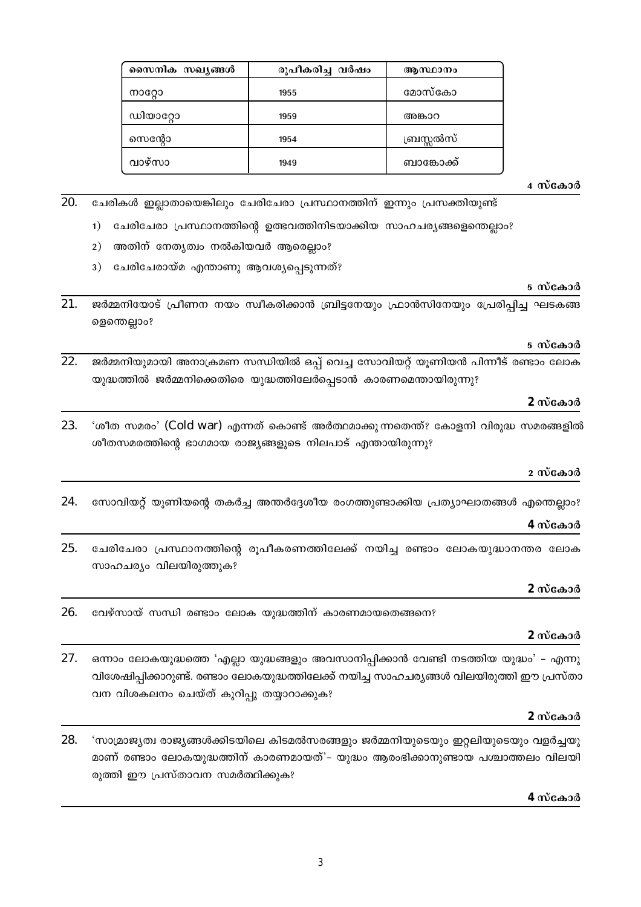| സൈനിക സഖ്യങ്ങൾ | രൂപീകരിച്ച വർഷം | ആസ്ഥാനം |
|---|---|---|
| നാറ്റോ | 1955 | മോസ്കോ |
| ഡിയാറ്റോ | 1959 | അങ്കാറ |
| സെന്റോ | 1954 | ബ്രസ്സൽസ് |
| വാഴ്സാ | 1949 | ബാങ്കോക്ക് |

**4 സ്കോർ**

20. ചേരികൾ ഇല്ലാതായെങ്കിലും ചേരിചേരാ പ്രസ്ഥാനത്തിന് ഇന്നും പ്രസക്തിയുണ്ട്

   1) ചേരിചേരാ പ്രസ്ഥാനത്തിന്റെ ഉത്ഭവത്തിനിടയാക്കിയ സാഹചര്യങ്ങളെന്തെല്ലാം?
   2) അതിന് നേതൃത്വം നൽകിയവർ ആരെല്ലാം?
   3) ചേരിചേരായ്മ എന്താണു ആവശ്യപ്പെടുന്നത്?

**5 സ്കോർ**

21. ജർമ്മനിയോട് പ്രീണന നയം സ്വീകരിക്കാൻ ബ്രിട്ടനേയും ഫ്രാൻസിനേയും പ്രേരിപ്പിച്ച ഘടകങ്ങളെന്തെല്ലാം?

**5 സ്കോർ**

22. ജർമ്മനിയുമായി അനാക്രമണ സന്ധിയിൽ ഒപ്പ് വെച്ച സോവിയറ്റ് യൂണിയൻ പിന്നീട് രണ്ടാം ലോക യുദ്ധത്തിൽ ജർമ്മനിക്കെതിരെ യുദ്ധത്തിലേർപ്പെടാൻ കാരണമെന്തായിരുന്നു?

**2 സ്കോർ**

23. 'ശീത സമരം' (Cold war) എന്നത് കൊണ്ട് അർത്ഥമാക്കുന്നതെന്ത്? കോളനി വിരുദ്ധ സമരങ്ങളിൽ ശീതസമരത്തിന്റെ ഭാഗമായ രാജ്യങ്ങളുടെ നിലപാട് എന്തായിരുന്നു?

**2 സ്കോർ**

24. സോവിയറ്റ് യൂണിയന്റെ തകർച്ച അന്തർദ്ദേശീയ രംഗത്തുണ്ടാക്കിയ പ്രത്യാഘാതങ്ങൾ എന്തെല്ലാം?

**4 സ്കോർ**

25. ചേരിചേരാ പ്രസ്ഥാനത്തിന്റെ രൂപീകരണത്തിലേക്ക് നയിച്ച രണ്ടാം ലോകയുദ്ധാനന്തര ലോക സാഹചര്യം വിലയിരുത്തുക?

**2 സ്കോർ**

26. വേഴ്സായ് സന്ധി രണ്ടാം ലോക യുദ്ധത്തിന് കാരണമായതെങ്ങനെ?

**2 സ്കോർ**

27. ഒന്നാം ലോകയുദ്ധത്തെ 'എല്ലാ യുദ്ധങ്ങളും അവസാനിപ്പിക്കാൻ വേണ്ടി നടത്തിയ യുദ്ധം' – എന്നു വിശേഷിപ്പിക്കാറുണ്ട്. രണ്ടാം ലോകയുദ്ധത്തിലേക്ക് നയിച്ച സാഹചര്യങ്ങൾ വിലയിരുത്തി ഈ പ്രസ്താവന വിശകലനം ചെയ്ത് കുറിപ്പു തയ്യാറാക്കുക?

**2 സ്കോർ**

28. 'സാമ്രാജ്യത്വ രാജ്യങ്ങൾക്കിടയിലെ കിടമൽസരങ്ങളും ജർമ്മനിയുടെയും ഇറ്റലിയുടെയും വളർച്ചയുമാണ് രണ്ടാം ലോകയുദ്ധത്തിന് കാരണമായത്'– യുദ്ധം ആരംഭിക്കാനുണ്ടായ പശ്ചാത്തലം വിലയിരുത്തി ഈ പ്രസ്താവന സമർത്ഥിക്കുക?

**4 സ്കോർ**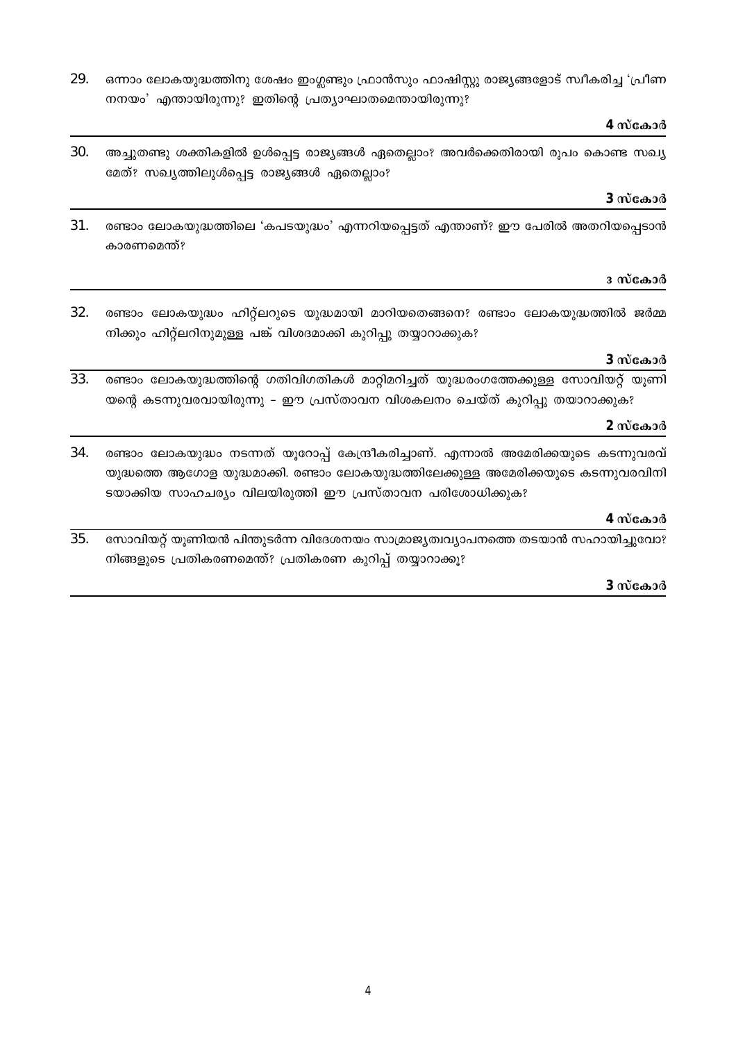29. ഒന്നാം ലോകയുദ്ധത്തിനു ശേഷം ഇംഗ്ലണ്ടും ഫ്രാൻസും ഫാഷിസ്റ്റു രാജ്യങ്ങളോട് സ്വീകരിച്ച 'പ്രീണനനയം' എന്തായിരുന്നു? ഇതിന്റെ പ്രത്യാഘാതമെന്തായിരുന്നു?

**4 സ്കോർ**

30. അച്ചുതണ്ടു ശക്തികളിൽ ഉൾപ്പെട്ട രാജ്യങ്ങൾ ഏതെല്ലാം? അവർക്കെതിരായി രൂപം കൊണ്ട സഖ്യമേത്? സഖ്യത്തിലുൾപ്പെട്ട രാജ്യങ്ങൾ ഏതെല്ലാം?

**3 സ്കോർ**

31. രണ്ടാം ലോകയുദ്ധത്തിലെ 'കപടയുദ്ധം' എന്നറിയപ്പെട്ടത് എന്താണ്? ഈ പേരിൽ അതറിയപ്പെടാൻ കാരണമെന്ത്?

**3 സ്കോർ**

32. രണ്ടാം ലോകയുദ്ധം ഹിറ്റ്ലറുടെ യുദ്ധമായി മാറിയതെങ്ങനെ? രണ്ടാം ലോകയുദ്ധത്തിൽ ജർമ്മനിക്കും ഹിറ്റ്ലറിനുമുള്ള പങ്ക് വിശദമാക്കി കുറിപ്പു തയ്യാറാക്കുക?

**3 സ്കോർ**

33. രണ്ടാം ലോകയുദ്ധത്തിന്റെ ഗതിവിഗതികൾ മാറ്റിമറിച്ചത് യുദ്ധരംഗത്തേക്കുള്ള സോവിയറ്റ് യൂണിയന്റെ കടന്നുവരവായിരുന്നു - ഈ പ്രസ്താവന വിശകലനം ചെയ്ത് കുറിപ്പു തയാറാക്കുക?

**2 സ്കോർ**

34. രണ്ടാം ലോകയുദ്ധം നടന്നത് യൂറോപ്പ് കേന്ദ്രീകരിച്ചാണ്. എന്നാൽ അമേരിക്കയുടെ കടന്നുവരവ് യുദ്ധത്തെ ആഗോള യുദ്ധമാക്കി. രണ്ടാം ലോകയുദ്ധത്തിലേക്കുള്ള അമേരിക്കയുടെ കടന്നുവരവിനിടയാക്കിയ സാഹചര്യം വിലയിരുത്തി ഈ പ്രസ്താവന പരിശോധിക്കുക?

**4 സ്കോർ**

35. സോവിയറ്റ് യൂണിയൻ പിന്തുടർന്ന വിദേശനയം സാമ്രാജ്യത്വവ്യാപനത്തെ തടയാൻ സഹായിച്ചുവോ? നിങ്ങളുടെ പ്രതികരണമെന്ത്? പ്രതികരണ കുറിപ്പ് തയ്യാറാക്കൂ?

**3 സ്കോർ**